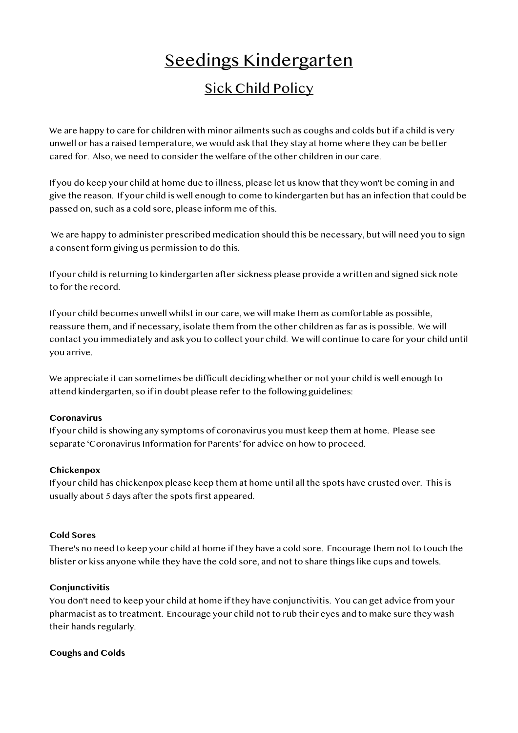# Seedings Kindergarten

## Sick Child Policy

We are happy to care for children with minor ailments such as coughs and colds but if a child is very unwell or has a raised temperature, we would ask that they stay at home where they can be better cared for. Also, we need to consider the welfare of the other children in our care.

If you do keep your child at home due to illness, please let us know that they won't be coming in and give the reason. If your child is well enough to come to kindergarten but has an infection that could be passed on, such as a cold sore, please inform me of this.

We are happy to administer prescribed medication should this be necessary, but will need you to sign a consent form giving us permission to do this.

If your child is returning to kindergarten after sickness please provide a written and signed sick note to for the record.

If your child becomes unwell whilst in our care, we will make them as comfortable as possible, reassure them, and if necessary, isolate them from the other children as far as is possible. We will contact you immediately and ask you to collect your child. We will continue to care for your child until you arrive.

We appreciate it can sometimes be difficult deciding whether or not your child is well enough to attend kindergarten, so if in doubt please refer to the following guidelines:

**Coronavirus**
If your child is showing any symptoms of coronavirus you must keep them at home. Please see separate 'Coronavirus Information for Parents' for advice on how to proceed.

**Chickenpox**
If your child has chickenpox please keep them at home until all the spots have crusted over. This is usually about 5 days after the spots first appeared.

**Cold Sores**
There's no need to keep your child at home if they have a cold sore. Encourage them not to touch the blister or kiss anyone while they have the cold sore, and not to share things like cups and towels.

**Conjunctivitis**
You don't need to keep your child at home if they have conjunctivitis. You can get advice from your pharmacist as to treatment. Encourage your child not to rub their eyes and to make sure they wash their hands regularly.

**Coughs and Colds**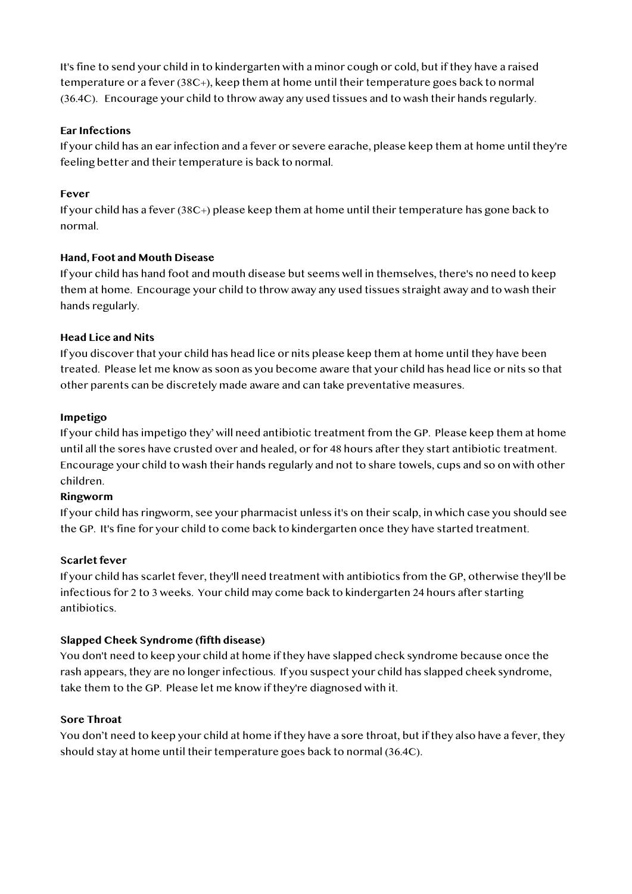It's fine to send your child in to kindergarten with a minor cough or cold, but if they have a raised temperature or a fever (38C+), keep them at home until their temperature goes back to normal (36.4C). Encourage your child to throw away any used tissues and to wash their hands regularly.

**Ear Infections**

If your child has an ear infection and a fever or severe earache, please keep them at home until they're feeling better and their temperature is back to normal.

**Fever**

If your child has a fever (38C+) please keep them at home until their temperature has gone back to normal.

**Hand, Foot and Mouth Disease**

If your child has hand foot and mouth disease but seems well in themselves, there's no need to keep them at home. Encourage your child to throw away any used tissues straight away and to wash their hands regularly.

**Head Lice and Nits**

If you discover that your child has head lice or nits please keep them at home until they have been treated. Please let me know as soon as you become aware that your child has head lice or nits so that other parents can be discretely made aware and can take preventative measures.

**Impetigo**

If your child has impetigo they' will need antibiotic treatment from the GP. Please keep them at home until all the sores have crusted over and healed, or for 48 hours after they start antibiotic treatment. Encourage your child to wash their hands regularly and not to share towels, cups and so on with other children.

**Ringworm**

If your child has ringworm, see your pharmacist unless it's on their scalp, in which case you should see the GP. It's fine for your child to come back to kindergarten once they have started treatment.

**Scarlet fever**

If your child has scarlet fever, they'll need treatment with antibiotics from the GP, otherwise they'll be infectious for 2 to 3 weeks. Your child may come back to kindergarten 24 hours after starting antibiotics.

**Slapped Cheek Syndrome (fifth disease)**

You don't need to keep your child at home if they have slapped check syndrome because once the rash appears, they are no longer infectious. If you suspect your child has slapped cheek syndrome, take them to the GP. Please let me know if they're diagnosed with it.

**Sore Throat**

You don't need to keep your child at home if they have a sore throat, but if they also have a fever, they should stay at home until their temperature goes back to normal (36.4C).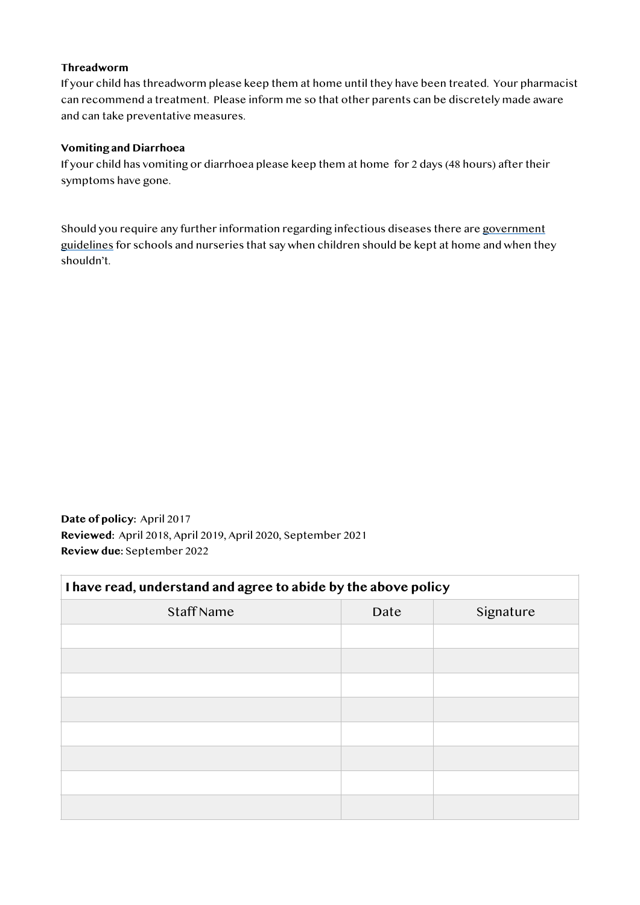**Threadworm**
If your child has threadworm please keep them at home until they have been treated. Your pharmacist can recommend a treatment. Please inform me so that other parents can be discretely made aware and can take preventative measures.

**Vomiting and Diarrhoea**
If your child has vomiting or diarrhoea please keep them at home for 2 days (48 hours) after their symptoms have gone.

Should you require any further information regarding infectious diseases there are government guidelines for schools and nurseries that say when children should be kept at home and when they shouldn't.

**Date of policy:** April 2017
**Reviewed:** April 2018, April 2019, April 2020, September 2021
**Review due:** September 2022

| I have read, understand and agree to abide by the above policy | | |
|---|---|---|
| Staff Name | Date | Signature |
| | | |
| | | |
| | | |
| | | |
| | | |
| | | |
| | | |
| | | |